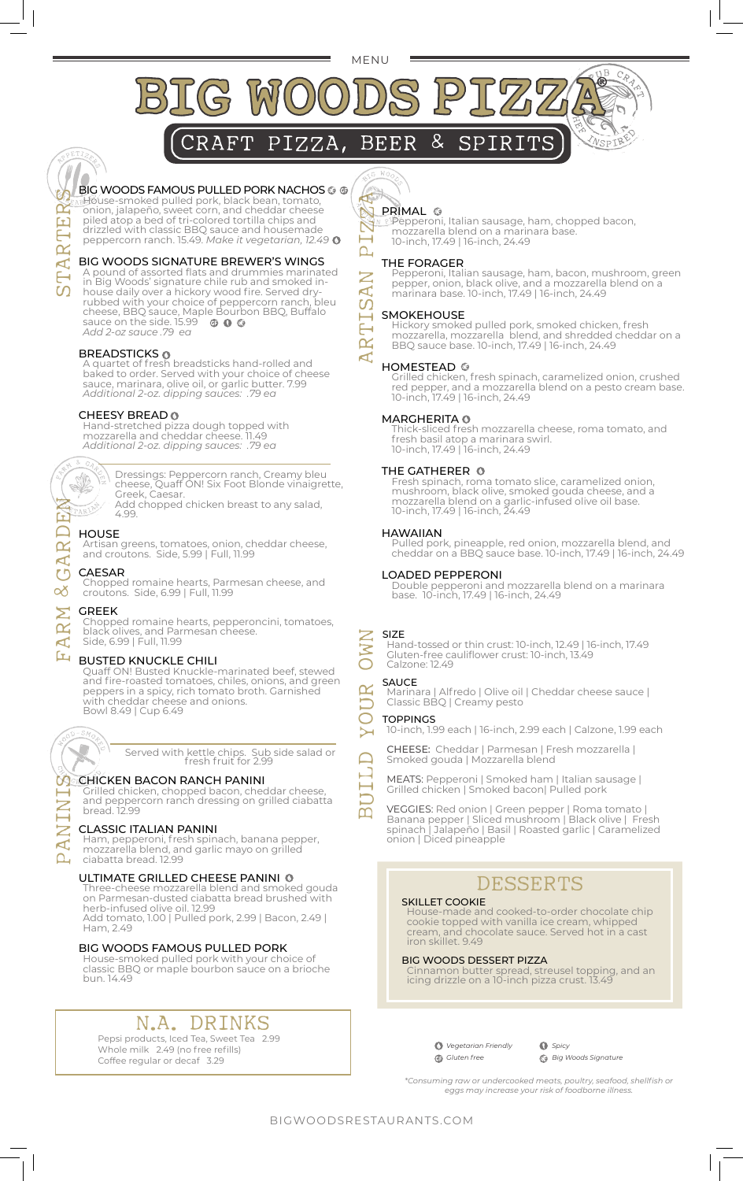MENU

# BIG WOODS PIZZA

## CRAFT PIZZA, BEER & SPIRITS

## STARTERS

**BIG WOODS FAMOUS PULLED PORK NACHOS**
House-smoked pulled pork, black bean, tomato, onion, jalapeño, sweet corn, and cheddar cheese piled atop a bed of tri-colored tortilla chips and drizzled with classic BBQ sauce and housemade peppercorn ranch. 15.49. *Make it vegetarian, 12.49*

**BIG WOODS SIGNATURE BREWER'S WINGS**
A pound of assorted flats and drummies marinated in Big Woods' signature chile rub and smoked in-house daily over a hickory wood fire. Served dry-rubbed with your choice of peppercorn ranch, bleu cheese, BBQ sauce, Maple Bourbon BBQ, Buffalo sauce on the side. 15.99
*Add 2-oz sauce .79 ea*

**BREADSTICKS**
A quartet of fresh breadsticks hand-rolled and baked to order. Served with your choice of cheese sauce, marinara, olive oil, or garlic butter. 7.99
*Additional 2-oz. dipping sauces: .79 ea*

**CHEESY BREAD**
Hand-stretched pizza dough topped with mozzarella and cheddar cheese. 11.49
*Additional 2-oz. dipping sauces: .79 ea*

## FARM & GARDEN

Dressings: Peppercorn ranch, Creamy bleu cheese, Quaff ON! Six Foot Blonde vinaigrette, Greek, Caesar.
Add chopped chicken breast to any salad, 4.99.

**HOUSE**
Artisan greens, tomatoes, onion, cheddar cheese, and croutons. Side, 5.99 | Full, 11.99

**CAESAR**
Chopped romaine hearts, Parmesan cheese, and croutons. Side, 6.99 | Full, 11.99

**GREEK**
Chopped romaine hearts, pepperoncini, tomatoes, black olives, and Parmesan cheese.
Side, 6.99 | Full, 11.99

**BUSTED KNUCKLE CHILI**
Quaff ON! Busted Knuckle-marinated beef, stewed and fire-roasted tomatoes, chiles, onions, and green peppers in a spicy, rich tomato broth. Garnished with cheddar cheese and onions.
Bowl 8.49 | Cup 6.49

## PANINIS

Served with kettle chips. Sub side salad or fresh fruit for 2.99

**CHICKEN BACON RANCH PANINI**
Grilled chicken, chopped bacon, cheddar cheese, and peppercorn ranch dressing on grilled ciabatta bread. 12.99

**CLASSIC ITALIAN PANINI**
Ham, pepperoni, fresh spinach, banana pepper, mozzarella blend, and garlic mayo on grilled ciabatta bread. 12.99

**ULTIMATE GRILLED CHEESE PANINI**
Three-cheese mozzarella blend and smoked gouda on Parmesan-dusted ciabatta bread brushed with herb-infused olive oil. 12.99
Add tomato, 1.00 | Pulled pork, 2.99 | Bacon, 2.49 | Ham, 2.49

**BIG WOODS FAMOUS PULLED PORK**
House-smoked pulled pork with your choice of classic BBQ or maple bourbon sauce on a brioche bun. 14.49

## N.A. DRINKS

Pepsi products, Iced Tea, Sweet Tea 2.99
Whole milk 2.49 (no free refills)
Coffee regular or decaf 3.29

## ARTISAN PIZZA

**PRIMAL**
Pepperoni, Italian sausage, ham, chopped bacon, mozzarella blend on a marinara base.
10-inch, 17.49 | 16-inch, 24.49

**THE FORAGER**
Pepperoni, Italian sausage, ham, bacon, mushroom, green pepper, onion, black olive, and a mozzarella blend on a marinara base. 10-inch, 17.49 | 16-inch, 24.49

**SMOKEHOUSE**
Hickory smoked pulled pork, smoked chicken, fresh mozzarella, mozzarella blend, and shredded cheddar on a BBQ sauce base. 10-inch, 17.49 | 16-inch, 24.49

**HOMESTEAD**
Grilled chicken, fresh spinach, caramelized onion, crushed red pepper, and a mozzarella blend on a pesto cream base.
10-inch, 17.49 | 16-inch, 24.49

**MARGHERITA**
Thick-sliced fresh mozzarella cheese, roma tomato, and fresh basil atop a marinara swirl.
10-inch, 17.49 | 16-inch, 24.49

**THE GATHERER**
Fresh spinach, roma tomato slice, caramelized onion, mushroom, black olive, smoked gouda cheese, and a mozzarella blend on a garlic-infused olive oil base.
10-inch, 17.49 | 16-inch, 24.49

**HAWAIIAN**
Pulled pork, pineapple, red onion, mozzarella blend, and cheddar on a BBQ sauce base. 10-inch, 17.49 | 16-inch, 24.49

**LOADED PEPPERONI**
Double pepperoni and mozzarella blend on a marinara base. 10-inch, 17.49 | 16-inch, 24.49

## BUILD YOUR OWN

**SIZE**
Hand-tossed or thin crust: 10-inch, 12.49 | 16-inch, 17.49
Gluten-free cauliflower crust: 10-inch, 13.49
Calzone: 12.49

**SAUCE**
Marinara | Alfredo | Olive oil | Cheddar cheese sauce | Classic BBQ | Creamy pesto

**TOPPINGS**
10-inch, 1.99 each | 16-inch, 2.99 each | Calzone, 1.99 each

CHEESE: Cheddar | Parmesan | Fresh mozzarella | Smoked gouda | Mozzarella blend

MEATS: Pepperoni | Smoked ham | Italian sausage | Grilled chicken | Smoked bacon| Pulled pork

VEGGIES: Red onion | Green pepper | Roma tomato | Banana pepper | Sliced mushroom | Black olive | Fresh spinach | Jalapeño | Basil | Roasted garlic | Caramelized onion | Diced pineapple

## DESSERTS

**SKILLET COOKIE**
House-made and cooked-to-order chocolate chip cookie topped with vanilla ice cream, whipped cream, and chocolate sauce. Served hot in a cast iron skillet. 9.49

**BIG WOODS DESSERT PIZZA**
Cinnamon butter spread, streusel topping, and an icing drizzle on a 10-inch pizza crust. 13.49

*Vegetarian Friendly* | *Spicy* | *Gluten free* | *Big Woods Signature*

*\*Consuming raw or undercooked meats, poultry, seafood, shellfish or eggs may increase your risk of foodborne illness.*

BIGWOODSRESTAURANTS.COM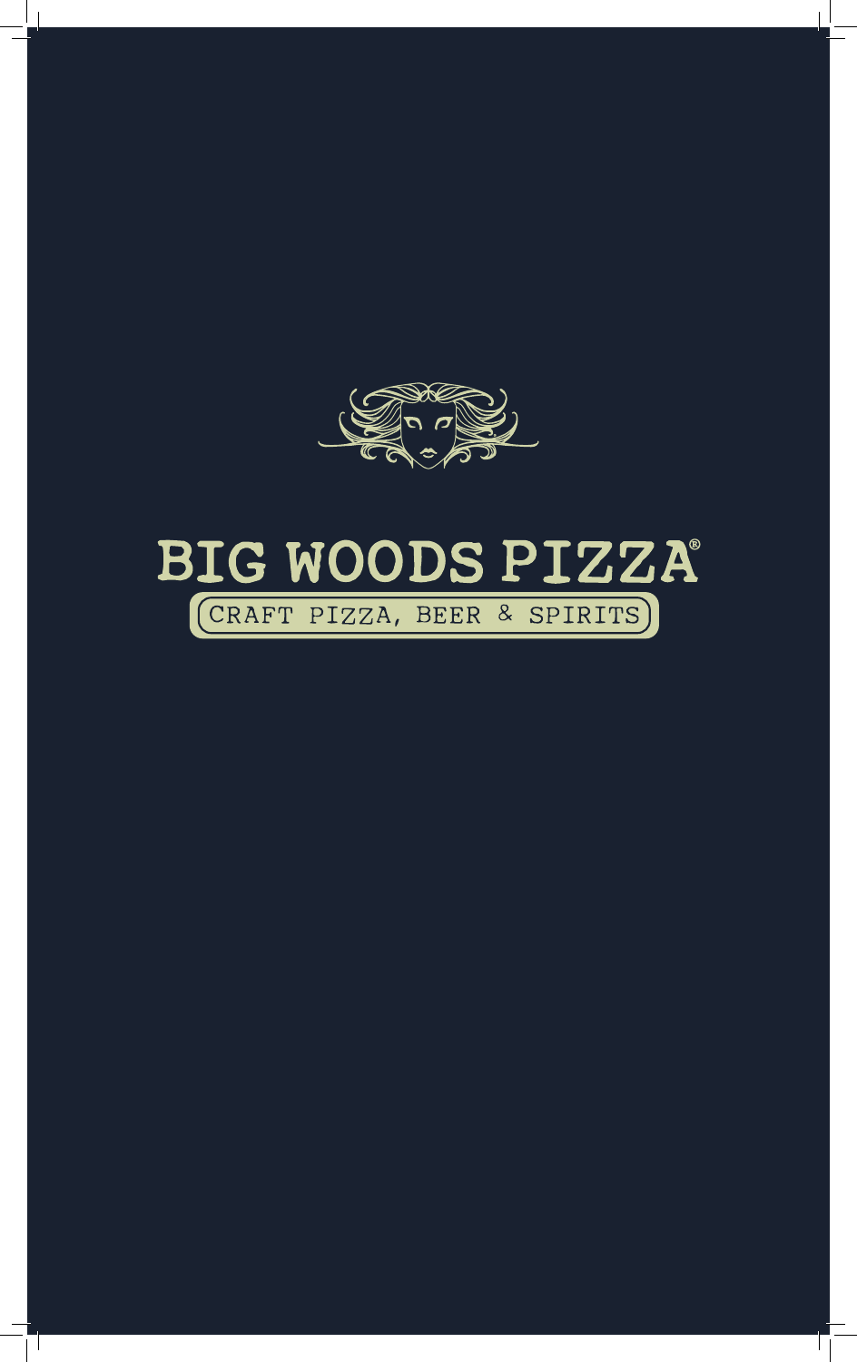# BIG WOODS PIZZA®

CRAFT PIZZA, BEER & SPIRITS